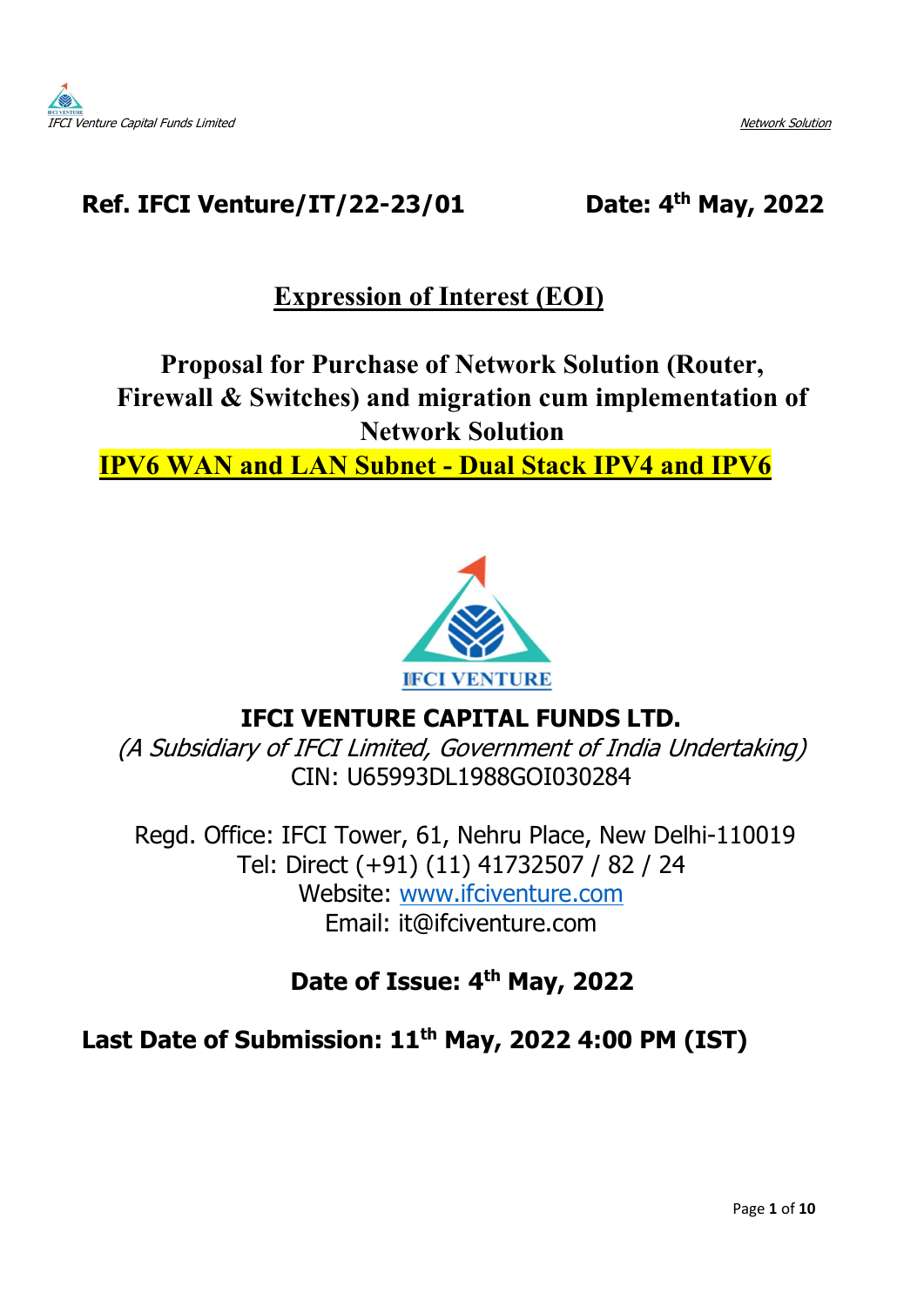**Ref. IFCI Venture/IT/22-23/01** **Date: 4th May, 2022**

# Expression of Interest (EOI)

## Proposal for Purchase of Network Solution (Router, Firewall & Switches) and migration cum implementation of Network Solution

## IPV6 WAN and LAN Subnet - Dual Stack IPV4 and IPV6

IFCI VENTURE

**IFCI VENTURE CAPITAL FUNDS LTD.**

*(A Subsidiary of IFCI Limited, Government of India Undertaking)*

CIN: U65993DL1988GOI030284

Regd. Office: IFCI Tower, 61, Nehru Place, New Delhi-110019

Tel: Direct (+91) (11) 41732507 / 82 / 24

Website: www.ifciventure.com

Email: it@ifciventure.com

**Date of Issue: 4th May, 2022**

**Last Date of Submission: 11th May, 2022 4:00 PM (IST)**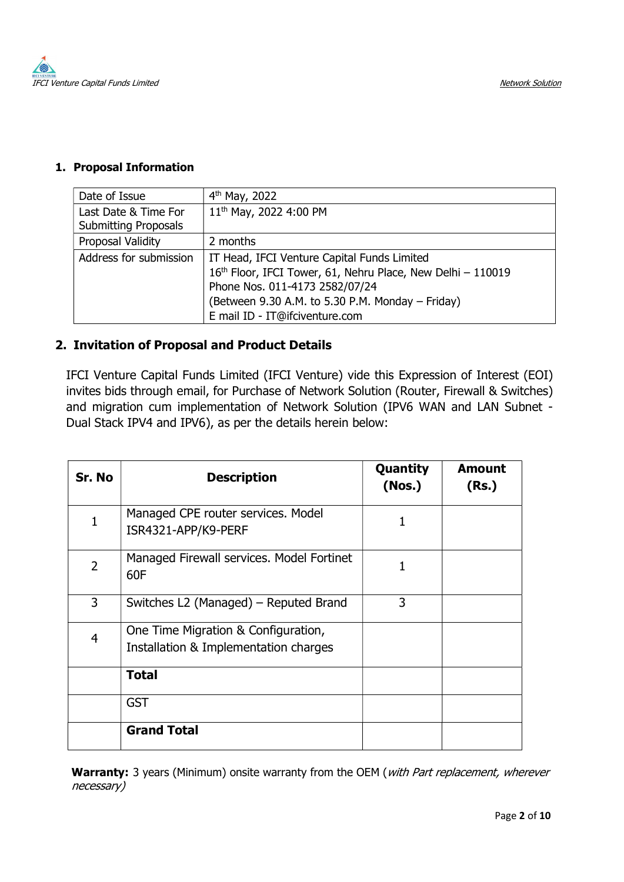## 1. Proposal Information

| | |
|---|---|
| Date of Issue | 4th May, 2022 |
| Last Date & Time For Submitting Proposals | 11th May, 2022 4:00 PM |
| Proposal Validity | 2 months |
| Address for submission | IT Head, IFCI Venture Capital Funds Limited<br>16th Floor, IFCI Tower, 61, Nehru Place, New Delhi – 110019<br>Phone Nos. 011-4173 2582/07/24<br>(Between 9.30 A.M. to 5.30 P.M. Monday – Friday)<br>E mail ID - IT@ifciventure.com |

## 2. Invitation of Proposal and Product Details

IFCI Venture Capital Funds Limited (IFCI Venture) vide this Expression of Interest (EOI) invites bids through email, for Purchase of Network Solution (Router, Firewall & Switches) and migration cum implementation of Network Solution (IPV6 WAN and LAN Subnet - Dual Stack IPV4 and IPV6), as per the details herein below:

| Sr. No | Description | Quantity (Nos.) | Amount (Rs.) |
|---|---|---|---|
| 1 | Managed CPE router services. Model ISR4321-APP/K9-PERF | 1 | |
| 2 | Managed Firewall services. Model Fortinet 60F | 1 | |
| 3 | Switches L2 (Managed) – Reputed Brand | 3 | |
| 4 | One Time Migration & Configuration, Installation & Implementation charges | | |
| | **Total** | | |
| | GST | | |
| | **Grand Total** | | |

**Warranty:** 3 years (Minimum) onsite warranty from the OEM (*with Part replacement, wherever necessary)*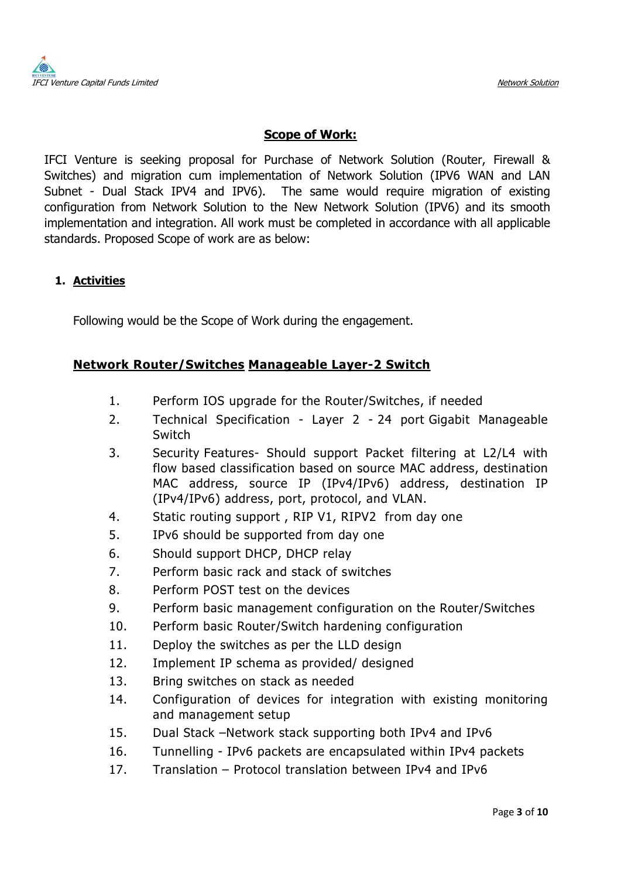## Scope of Work:

IFCI Venture is seeking proposal for Purchase of Network Solution (Router, Firewall & Switches) and migration cum implementation of Network Solution (IPV6 WAN and LAN Subnet - Dual Stack IPV4 and IPV6). The same would require migration of existing configuration from Network Solution to the New Network Solution (IPV6) and its smooth implementation and integration. All work must be completed in accordance with all applicable standards. Proposed Scope of work are as below:

### 1. Activities

Following would be the Scope of Work during the engagement.

#### Network Router/Switches Manageable Layer-2 Switch

1. Perform IOS upgrade for the Router/Switches, if needed
2. Technical Specification - Layer 2 - 24 port Gigabit Manageable Switch
3. Security Features- Should support Packet filtering at L2/L4 with flow based classification based on source MAC address, destination MAC address, source IP (IPv4/IPv6) address, destination IP (IPv4/IPv6) address, port, protocol, and VLAN.
4. Static routing support , RIP V1, RIPV2 from day one
5. IPv6 should be supported from day one
6. Should support DHCP, DHCP relay
7. Perform basic rack and stack of switches
8. Perform POST test on the devices
9. Perform basic management configuration on the Router/Switches
10. Perform basic Router/Switch hardening configuration
11. Deploy the switches as per the LLD design
12. Implement IP schema as provided/ designed
13. Bring switches on stack as needed
14. Configuration of devices for integration with existing monitoring and management setup
15. Dual Stack –Network stack supporting both IPv4 and IPv6
16. Tunnelling - IPv6 packets are encapsulated within IPv4 packets
17. Translation – Protocol translation between IPv4 and IPv6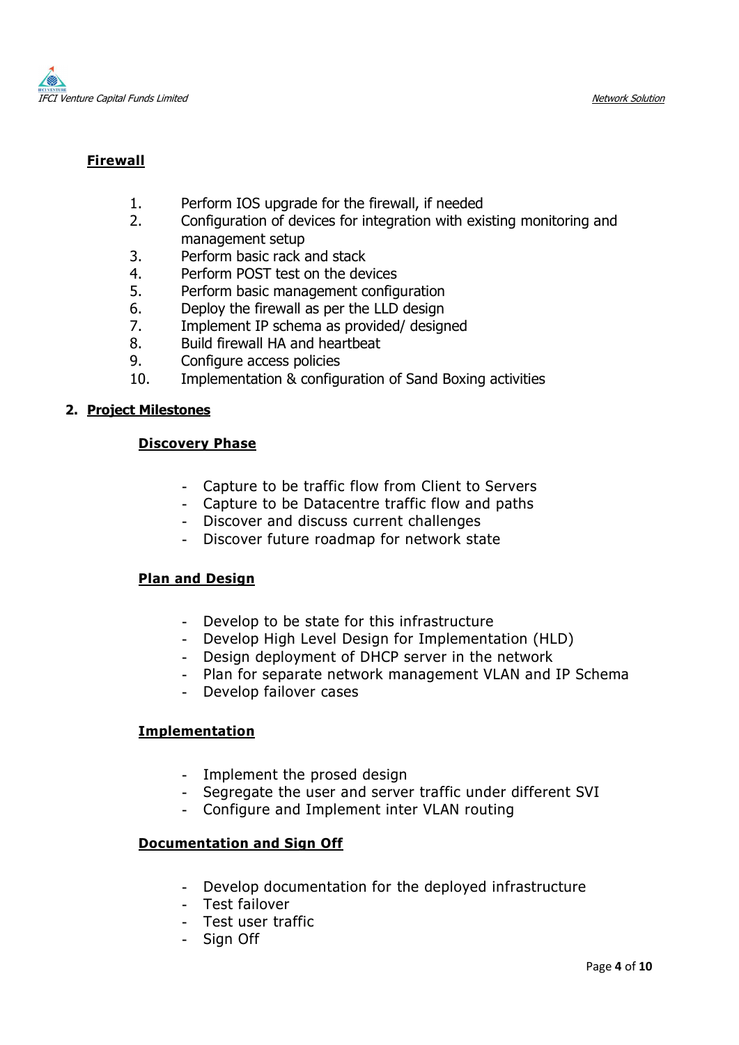**Firewall**

1. Perform IOS upgrade for the firewall, if needed
2. Configuration of devices for integration with existing monitoring and management setup
3. Perform basic rack and stack
4. Perform POST test on the devices
5. Perform basic management configuration
6. Deploy the firewall as per the LLD design
7. Implement IP schema as provided/ designed
8. Build firewall HA and heartbeat
9. Configure access policies
10. Implementation & configuration of Sand Boxing activities

## 2. Project Milestones

### Discovery Phase

- Capture to be traffic flow from Client to Servers
- Capture to be Datacentre traffic flow and paths
- Discover and discuss current challenges
- Discover future roadmap for network state

### Plan and Design

- Develop to be state for this infrastructure
- Develop High Level Design for Implementation (HLD)
- Design deployment of DHCP server in the network
- Plan for separate network management VLAN and IP Schema
- Develop failover cases

### Implementation

- Implement the prosed design
- Segregate the user and server traffic under different SVI
- Configure and Implement inter VLAN routing

### Documentation and Sign Off

- Develop documentation for the deployed infrastructure
- Test failover
- Test user traffic
- Sign Off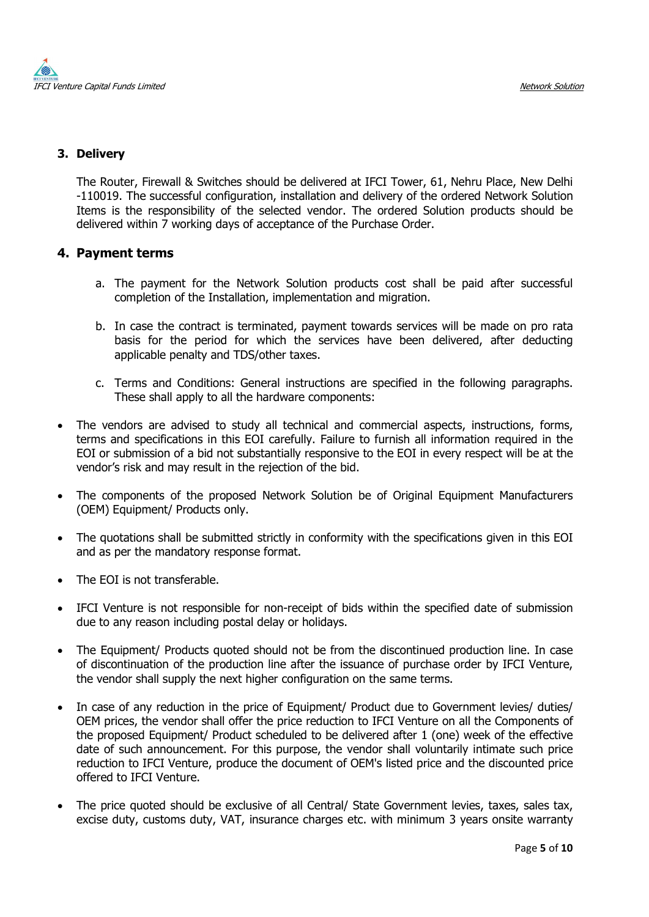## 3. Delivery

The Router, Firewall & Switches should be delivered at IFCI Tower, 61, Nehru Place, New Delhi -110019. The successful configuration, installation and delivery of the ordered Network Solution Items is the responsibility of the selected vendor. The ordered Solution products should be delivered within 7 working days of acceptance of the Purchase Order.

## 4. Payment terms

a. The payment for the Network Solution products cost shall be paid after successful completion of the Installation, implementation and migration.

b. In case the contract is terminated, payment towards services will be made on pro rata basis for the period for which the services have been delivered, after deducting applicable penalty and TDS/other taxes.

c. Terms and Conditions: General instructions are specified in the following paragraphs. These shall apply to all the hardware components:

- The vendors are advised to study all technical and commercial aspects, instructions, forms, terms and specifications in this EOI carefully. Failure to furnish all information required in the EOI or submission of a bid not substantially responsive to the EOI in every respect will be at the vendor's risk and may result in the rejection of the bid.
- The components of the proposed Network Solution be of Original Equipment Manufacturers (OEM) Equipment/ Products only.
- The quotations shall be submitted strictly in conformity with the specifications given in this EOI and as per the mandatory response format.
- The EOI is not transferable.
- IFCI Venture is not responsible for non-receipt of bids within the specified date of submission due to any reason including postal delay or holidays.
- The Equipment/ Products quoted should not be from the discontinued production line. In case of discontinuation of the production line after the issuance of purchase order by IFCI Venture, the vendor shall supply the next higher configuration on the same terms.
- In case of any reduction in the price of Equipment/ Product due to Government levies/ duties/ OEM prices, the vendor shall offer the price reduction to IFCI Venture on all the Components of the proposed Equipment/ Product scheduled to be delivered after 1 (one) week of the effective date of such announcement. For this purpose, the vendor shall voluntarily intimate such price reduction to IFCI Venture, produce the document of OEM's listed price and the discounted price offered to IFCI Venture.
- The price quoted should be exclusive of all Central/ State Government levies, taxes, sales tax, excise duty, customs duty, VAT, insurance charges etc. with minimum 3 years onsite warranty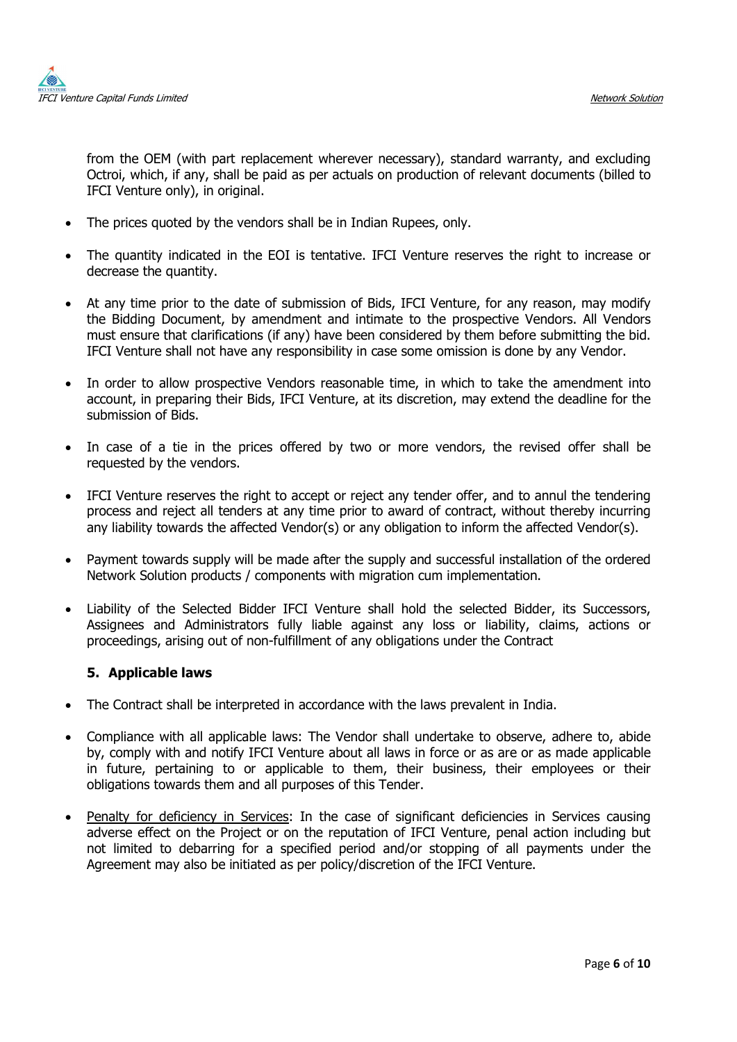from the OEM (with part replacement wherever necessary), standard warranty, and excluding Octroi, which, if any, shall be paid as per actuals on production of relevant documents (billed to IFCI Venture only), in original.

- The prices quoted by the vendors shall be in Indian Rupees, only.
- The quantity indicated in the EOI is tentative. IFCI Venture reserves the right to increase or decrease the quantity.
- At any time prior to the date of submission of Bids, IFCI Venture, for any reason, may modify the Bidding Document, by amendment and intimate to the prospective Vendors. All Vendors must ensure that clarifications (if any) have been considered by them before submitting the bid. IFCI Venture shall not have any responsibility in case some omission is done by any Vendor.
- In order to allow prospective Vendors reasonable time, in which to take the amendment into account, in preparing their Bids, IFCI Venture, at its discretion, may extend the deadline for the submission of Bids.
- In case of a tie in the prices offered by two or more vendors, the revised offer shall be requested by the vendors.
- IFCI Venture reserves the right to accept or reject any tender offer, and to annul the tendering process and reject all tenders at any time prior to award of contract, without thereby incurring any liability towards the affected Vendor(s) or any obligation to inform the affected Vendor(s).
- Payment towards supply will be made after the supply and successful installation of the ordered Network Solution products / components with migration cum implementation.
- Liability of the Selected Bidder IFCI Venture shall hold the selected Bidder, its Successors, Assignees and Administrators fully liable against any loss or liability, claims, actions or proceedings, arising out of non-fulfillment of any obligations under the Contract

### 5. Applicable laws

- The Contract shall be interpreted in accordance with the laws prevalent in India.
- Compliance with all applicable laws: The Vendor shall undertake to observe, adhere to, abide by, comply with and notify IFCI Venture about all laws in force or as are or as made applicable in future, pertaining to or applicable to them, their business, their employees or their obligations towards them and all purposes of this Tender.
- Penalty for deficiency in Services: In the case of significant deficiencies in Services causing adverse effect on the Project or on the reputation of IFCI Venture, penal action including but not limited to debarring for a specified period and/or stopping of all payments under the Agreement may also be initiated as per policy/discretion of the IFCI Venture.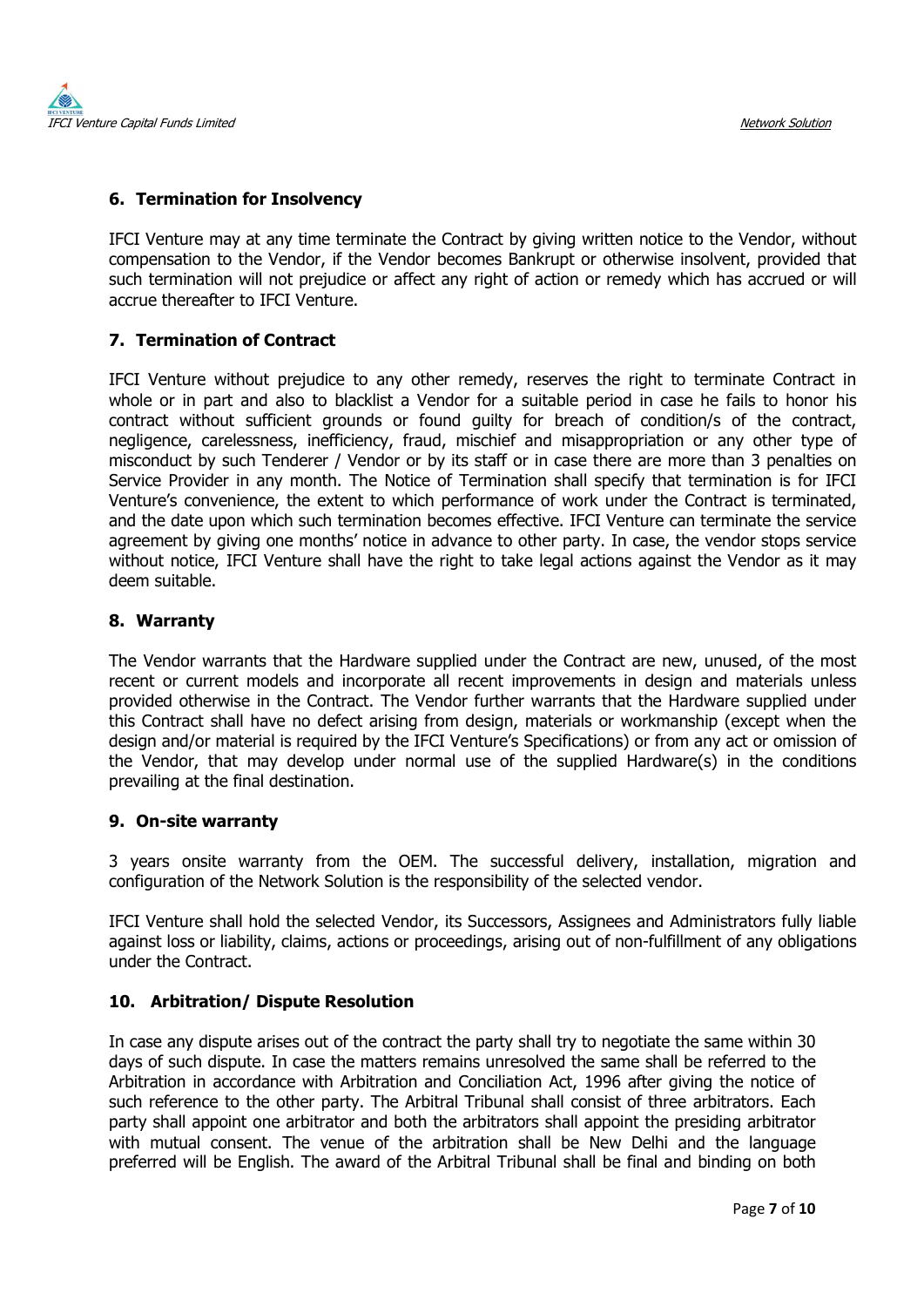## 6. Termination for Insolvency

IFCI Venture may at any time terminate the Contract by giving written notice to the Vendor, without compensation to the Vendor, if the Vendor becomes Bankrupt or otherwise insolvent, provided that such termination will not prejudice or affect any right of action or remedy which has accrued or will accrue thereafter to IFCI Venture.

## 7. Termination of Contract

IFCI Venture without prejudice to any other remedy, reserves the right to terminate Contract in whole or in part and also to blacklist a Vendor for a suitable period in case he fails to honor his contract without sufficient grounds or found guilty for breach of condition/s of the contract, negligence, carelessness, inefficiency, fraud, mischief and misappropriation or any other type of misconduct by such Tenderer / Vendor or by its staff or in case there are more than 3 penalties on Service Provider in any month. The Notice of Termination shall specify that termination is for IFCI Venture's convenience, the extent to which performance of work under the Contract is terminated, and the date upon which such termination becomes effective. IFCI Venture can terminate the service agreement by giving one months' notice in advance to other party. In case, the vendor stops service without notice, IFCI Venture shall have the right to take legal actions against the Vendor as it may deem suitable.

## 8. Warranty

The Vendor warrants that the Hardware supplied under the Contract are new, unused, of the most recent or current models and incorporate all recent improvements in design and materials unless provided otherwise in the Contract. The Vendor further warrants that the Hardware supplied under this Contract shall have no defect arising from design, materials or workmanship (except when the design and/or material is required by the IFCI Venture's Specifications) or from any act or omission of the Vendor, that may develop under normal use of the supplied Hardware(s) in the conditions prevailing at the final destination.

## 9. On-site warranty

3 years onsite warranty from the OEM. The successful delivery, installation, migration and configuration of the Network Solution is the responsibility of the selected vendor.

IFCI Venture shall hold the selected Vendor, its Successors, Assignees and Administrators fully liable against loss or liability, claims, actions or proceedings, arising out of non-fulfillment of any obligations under the Contract.

## 10. Arbitration/ Dispute Resolution

In case any dispute arises out of the contract the party shall try to negotiate the same within 30 days of such dispute. In case the matters remains unresolved the same shall be referred to the Arbitration in accordance with Arbitration and Conciliation Act, 1996 after giving the notice of such reference to the other party. The Arbitral Tribunal shall consist of three arbitrators. Each party shall appoint one arbitrator and both the arbitrators shall appoint the presiding arbitrator with mutual consent. The venue of the arbitration shall be New Delhi and the language preferred will be English. The award of the Arbitral Tribunal shall be final and binding on both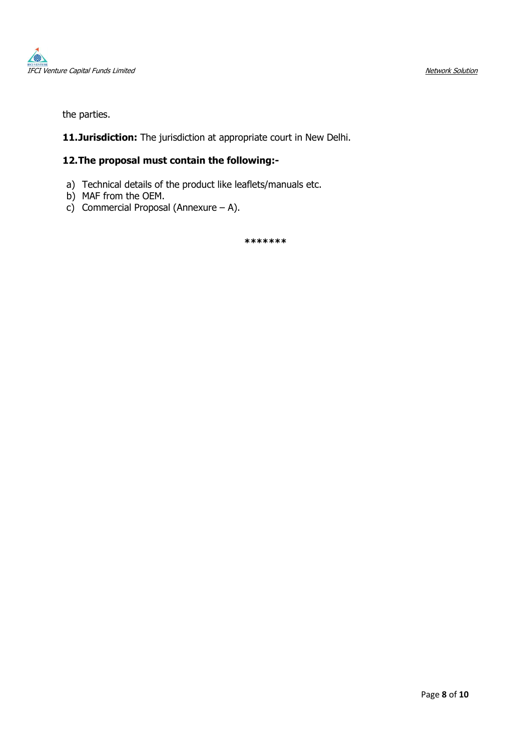the parties.

**11. Jurisdiction:** The jurisdiction at appropriate court in New Delhi.

**12. The proposal must contain the following:-**

a) Technical details of the product like leaflets/manuals etc.
b) MAF from the OEM.
c) Commercial Proposal (Annexure – A).

*******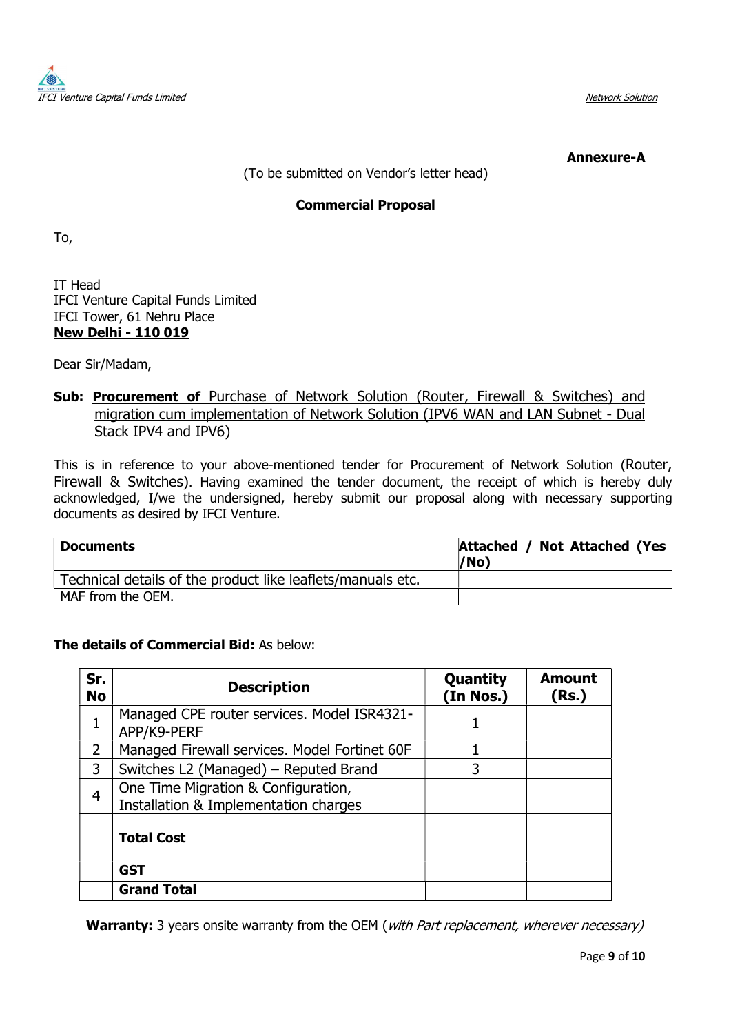**Annexure-A**

(To be submitted on Vendor's letter head)

**Commercial Proposal**

To,

IT Head
IFCI Venture Capital Funds Limited
IFCI Tower, 61 Nehru Place
**New Delhi - 110 019**

Dear Sir/Madam,

**Sub: Procurement of** Purchase of Network Solution (Router, Firewall & Switches) and migration cum implementation of Network Solution (IPV6 WAN and LAN Subnet - Dual Stack IPV4 and IPV6)

This is in reference to your above-mentioned tender for Procurement of Network Solution (Router, Firewall & Switches). Having examined the tender document, the receipt of which is hereby duly acknowledged, I/we the undersigned, hereby submit our proposal along with necessary supporting documents as desired by IFCI Venture.

| **Documents** | **Attached / Not Attached (Yes /No)** |
|---|---|
| Technical details of the product like leaflets/manuals etc. | |
| MAF from the OEM. | |

**The details of Commercial Bid:** As below:

| **Sr. No** | **Description** | **Quantity (In Nos.)** | **Amount (Rs.)** |
|---|---|---|---|
| 1 | Managed CPE router services. Model ISR4321-APP/K9-PERF | 1 | |
| 2 | Managed Firewall services. Model Fortinet 60F | 1 | |
| 3 | Switches L2 (Managed) – Reputed Brand | 3 | |
| 4 | One Time Migration & Configuration, Installation & Implementation charges | | |
| | **Total Cost** | | |
| | **GST** | | |
| | **Grand Total** | | |

**Warranty:** 3 years onsite warranty from the OEM (*with Part replacement, wherever necessary)*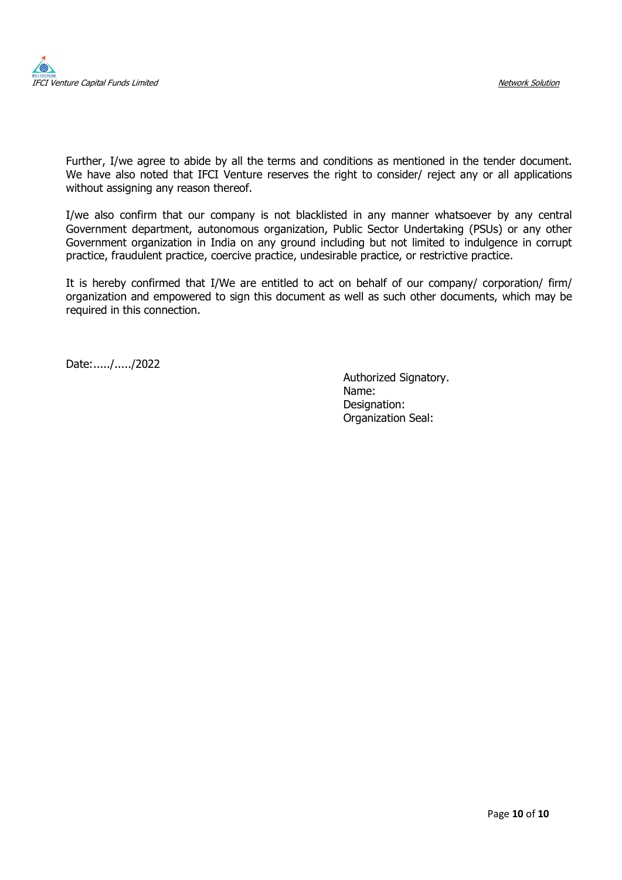Further, I/we agree to abide by all the terms and conditions as mentioned in the tender document. We have also noted that IFCI Venture reserves the right to consider/ reject any or all applications without assigning any reason thereof.

I/we also confirm that our company is not blacklisted in any manner whatsoever by any central Government department, autonomous organization, Public Sector Undertaking (PSUs) or any other Government organization in India on any ground including but not limited to indulgence in corrupt practice, fraudulent practice, coercive practice, undesirable practice, or restrictive practice.

It is hereby confirmed that I/We are entitled to act on behalf of our company/ corporation/ firm/ organization and empowered to sign this document as well as such other documents, which may be required in this connection.

Date:...../...../2022

Authorized Signatory.
Name:
Designation:
Organization Seal: